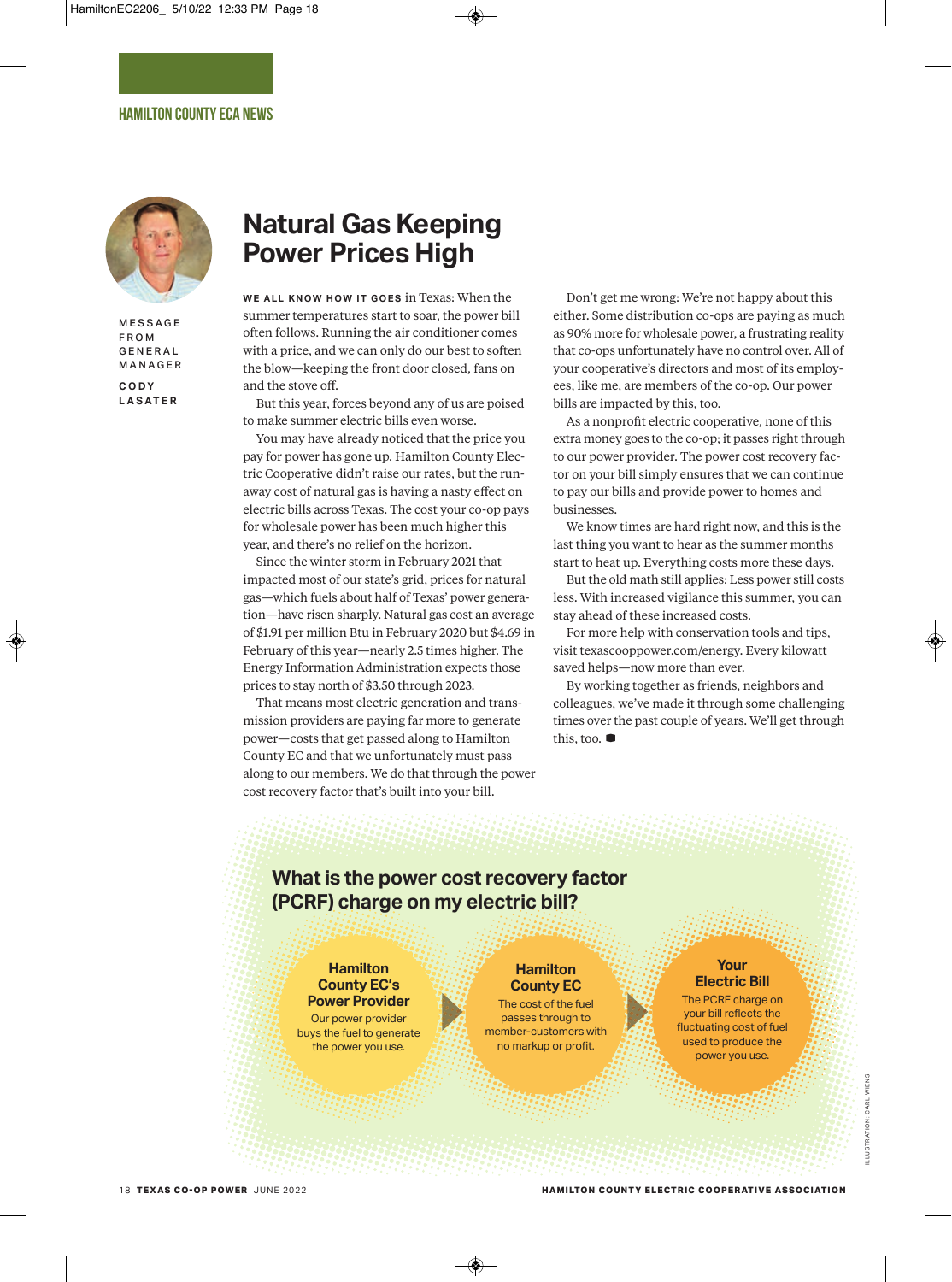HAMILTON COUNTY ECA NEWS

MESSAGE FROM GENERAL MANAGER

CODY LASATER

# Natural Gas Keeping Power Prices High

**WE ALL KNOW HOW IT GOES** in Texas: When the summer temperatures start to soar, the power bill often follows. Running the air conditioner comes with a price, and we can only do our best to soften the blow—keeping the front door closed, fans on and the stove off.

But this year, forces beyond any of us are poised to make summer electric bills even worse.

You may have already noticed that the price you pay for power has gone up. Hamilton County Electric Cooperative didn't raise our rates, but the runaway cost of natural gas is having a nasty effect on electric bills across Texas. The cost your co-op pays for wholesale power has been much higher this year, and there's no relief on the horizon.

Since the winter storm in February 2021 that impacted most of our state's grid, prices for natural gas—which fuels about half of Texas' power generation—have risen sharply. Natural gas cost an average of $1.91 per million Btu in February 2020 but $4.69 in February of this year—nearly 2.5 times higher. The Energy Information Administration expects those prices to stay north of $3.50 through 2023.

That means most electric generation and transmission providers are paying far more to generate power—costs that get passed along to Hamilton County EC and that we unfortunately must pass along to our members. We do that through the power cost recovery factor that's built into your bill.

Don't get me wrong: We're not happy about this either. Some distribution co-ops are paying as much as 90% more for wholesale power, a frustrating reality that co-ops unfortunately have no control over. All of your cooperative's directors and most of its employees, like me, are members of the co-op. Our power bills are impacted by this, too.

As a nonprofit electric cooperative, none of this extra money goes to the co-op; it passes right through to our power provider. The power cost recovery factor on your bill simply ensures that we can continue to pay our bills and provide power to homes and businesses.

We know times are hard right now, and this is the last thing you want to hear as the summer months start to heat up. Everything costs more these days.

But the old math still applies: Less power still costs less. With increased vigilance this summer, you can stay ahead of these increased costs.

For more help with conservation tools and tips, visit texascooppower.com/energy. Every kilowatt saved helps—now more than ever.

By working together as friends, neighbors and colleagues, we've made it through some challenging times over the past couple of years. We'll get through this, too.

## What is the power cost recovery factor (PCRF) charge on my electric bill?

**Hamilton County EC's Power Provider**
Our power provider buys the fuel to generate the power you use.

→

**Hamilton County EC**
The cost of the fuel passes through to member-customers with no markup or profit.

→

**Your Electric Bill**
The PCRF charge on your bill reflects the fluctuating cost of fuel used to produce the power you use.

ILLUSTRATION: CARL WIENS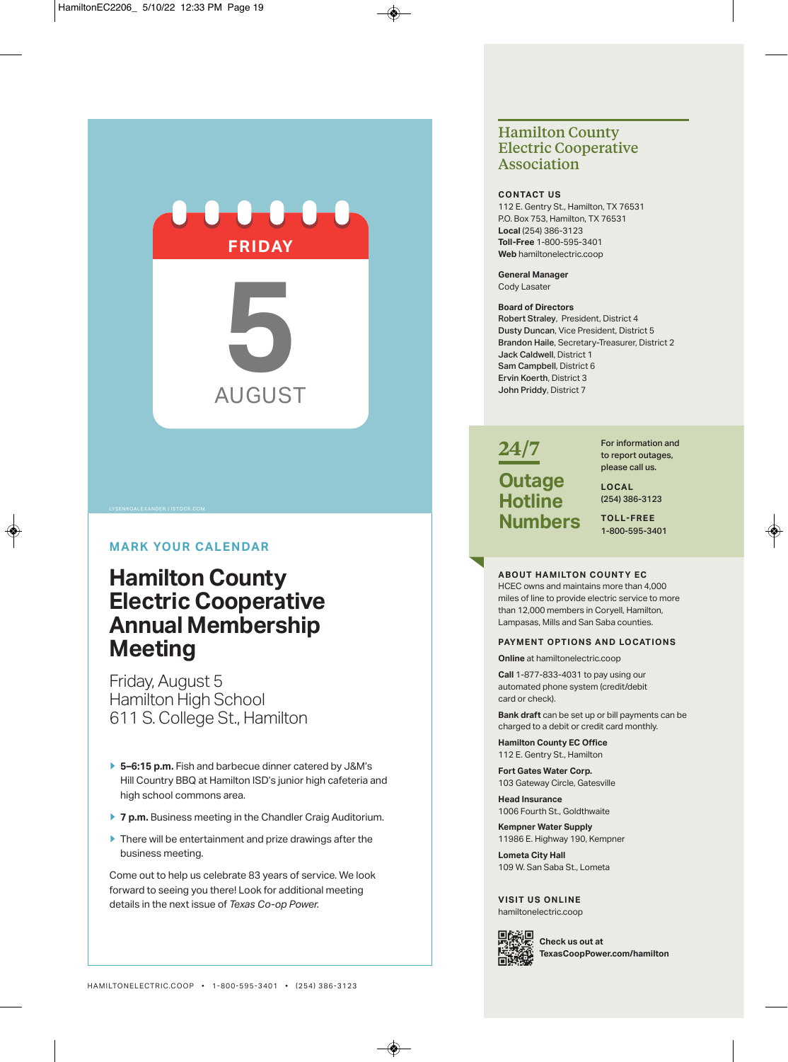FRIDAY

5

AUGUST

LYSENKOALEXANDER | ISTOCK.COM

MARK YOUR CALENDAR

# Hamilton County Electric Cooperative Annual Membership Meeting

Friday, August 5
Hamilton High School
611 S. College St., Hamilton

- **5–6:15 p.m.** Fish and barbecue dinner catered by J&M's Hill Country BBQ at Hamilton ISD's junior high cafeteria and high school commons area.
- **7 p.m.** Business meeting in the Chandler Craig Auditorium.
- There will be entertainment and prize drawings after the business meeting.

Come out to help us celebrate 83 years of service. We look forward to seeing you there! Look for additional meeting details in the next issue of *Texas Co-op Power.*

## Hamilton County Electric Cooperative Association

**CONTACT US**
112 E. Gentry St., Hamilton, TX 76531
P.O. Box 753, Hamilton, TX 76531
**Local** (254) 386-3123
**Toll-Free** 1-800-595-3401
**Web** hamiltonelectric.coop

**General Manager**
Cody Lasater

**Board of Directors**
**Robert Straley**, President, District 4
**Dusty Duncan**, Vice President, District 5
**Brandon Haile**, Secretary-Treasurer, District 2
**Jack Caldwell**, District 1
**Sam Campbell**, District 6
**Ervin Koerth**, District 3
**John Priddy**, District 7

## 24/7 Outage Hotline Numbers

For information and to report outages, please call us.

**LOCAL**
(254) 386-3123

**TOLL-FREE**
1-800-595-3401

**ABOUT HAMILTON COUNTY EC**
HCEC owns and maintains more than 4,000 miles of line to provide electric service to more than 12,000 members in Coryell, Hamilton, Lampasas, Mills and San Saba counties.

**PAYMENT OPTIONS AND LOCATIONS**

**Online** at hamiltonelectric.coop

**Call** 1-877-833-4031 to pay using our automated phone system (credit/debit card or check).

**Bank draft** can be set up or bill payments can be charged to a debit or credit card monthly.

**Hamilton County EC Office**
112 E. Gentry St., Hamilton

**Fort Gates Water Corp.**
103 Gateway Circle, Gatesville

**Head Insurance**
1006 Fourth St., Goldthwaite

**Kempner Water Supply**
11986 E. Highway 190, Kempner

**Lometa City Hall**
109 W. San Saba St., Lometa

**VISIT US ONLINE**
hamiltonelectric.coop

**Check us out at TexasCoopPower.com/hamilton**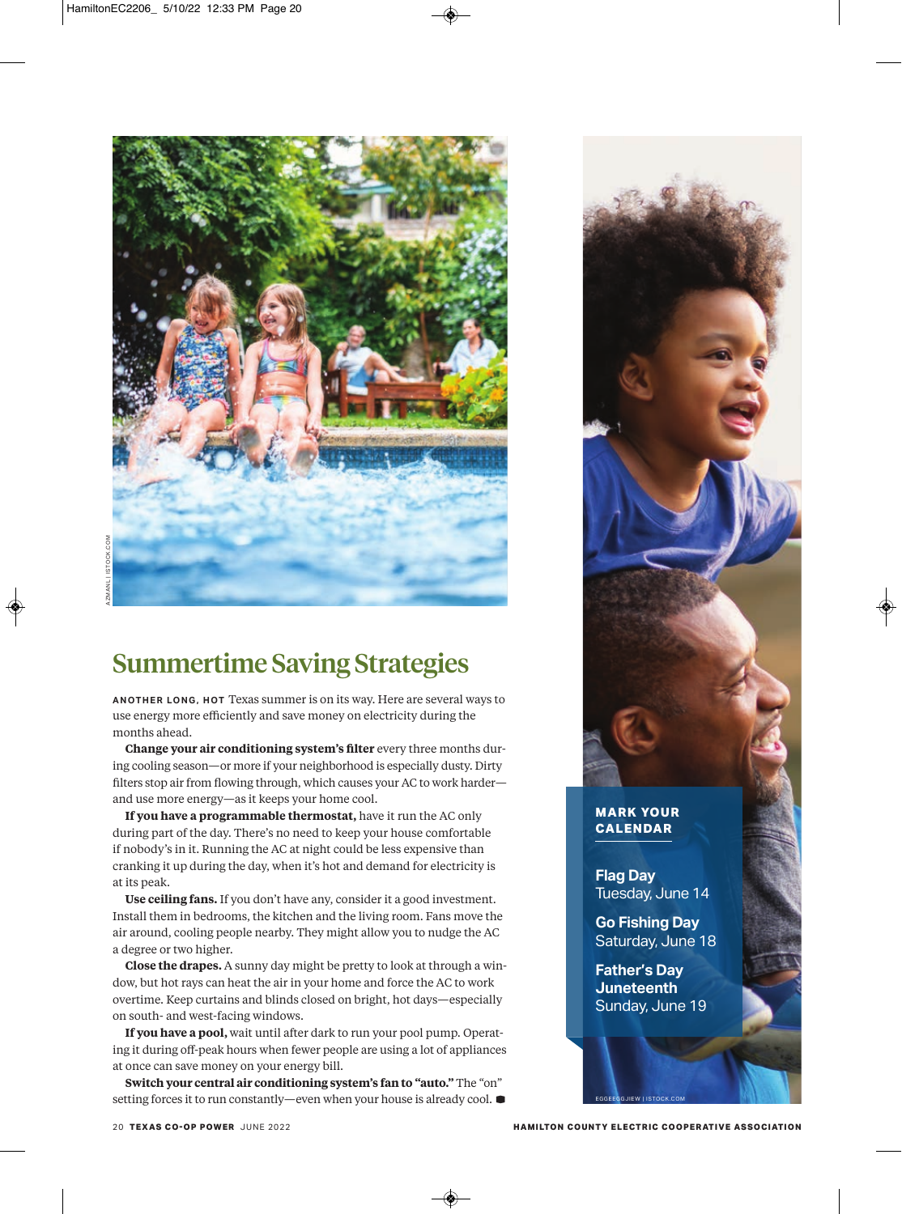# Summertime Saving Strategies

ANOTHER LONG, HOT Texas summer is on its way. Here are several ways to use energy more efficiently and save money on electricity during the months ahead.

**Change your air conditioning system's filter** every three months during cooling season—or more if your neighborhood is especially dusty. Dirty filters stop air from flowing through, which causes your AC to work harder—and use more energy—as it keeps your home cool.

**If you have a programmable thermostat,** have it run the AC only during part of the day. There's no need to keep your house comfortable if nobody's in it. Running the AC at night could be less expensive than cranking it up during the day, when it's hot and demand for electricity is at its peak.

**Use ceiling fans.** If you don't have any, consider it a good investment. Install them in bedrooms, the kitchen and the living room. Fans move the air around, cooling people nearby. They might allow you to nudge the AC a degree or two higher.

**Close the drapes.** A sunny day might be pretty to look at through a window, but hot rays can heat the air in your home and force the AC to work overtime. Keep curtains and blinds closed on bright, hot days—especially on south- and west-facing windows.

**If you have a pool,** wait until after dark to run your pool pump. Operating it during off-peak hours when fewer people are using a lot of appliances at once can save money on your energy bill.

**Switch your central air conditioning system's fan to "auto."** The "on" setting forces it to run constantly—even when your house is already cool.

## MARK YOUR CALENDAR

**Flag Day**
Tuesday, June 14

**Go Fishing Day**
Saturday, June 18

**Father's Day**
**Juneteenth**
Sunday, June 19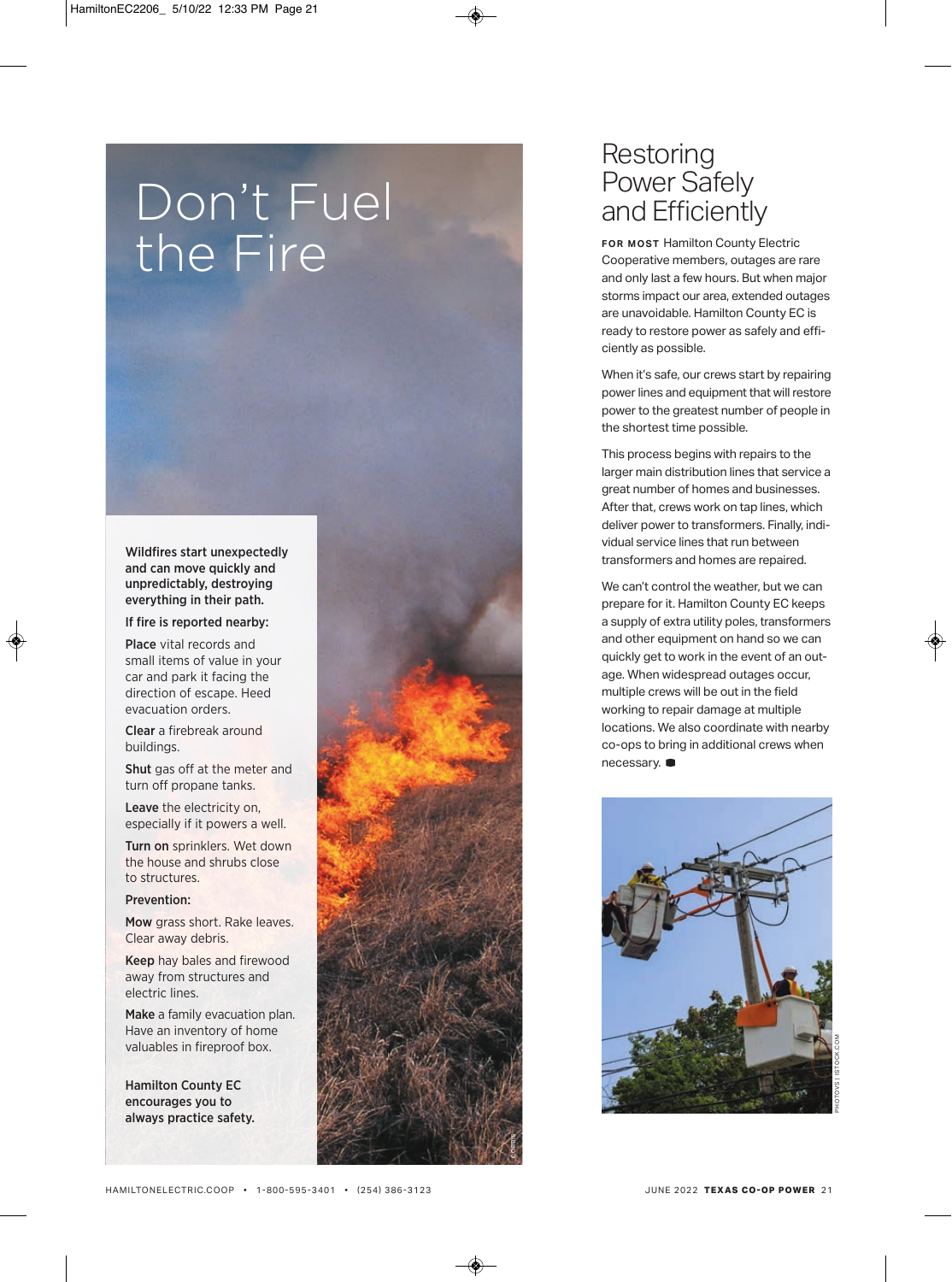# Don't Fuel the Fire

**Wildfires start unexpectedly and can move quickly and unpredictably, destroying everything in their path.**

**If fire is reported nearby:**

**Place** vital records and small items of value in your car and park it facing the direction of escape. Heed evacuation orders.

**Clear** a firebreak around buildings.

**Shut** gas off at the meter and turn off propane tanks.

**Leave** the electricity on, especially if it powers a well.

**Turn on** sprinklers. Wet down the house and shrubs close to structures.

**Prevention:**

**Mow** grass short. Rake leaves. Clear away debris.

**Keep** hay bales and firewood away from structures and electric lines.

**Make** a family evacuation plan. Have an inventory of home valuables in fireproof box.

**Hamilton County EC encourages you to always practice safety.**

# Restoring Power Safely and Efficiently

**FOR MOST** Hamilton County Electric Cooperative members, outages are rare and only last a few hours. But when major storms impact our area, extended outages are unavoidable. Hamilton County EC is ready to restore power as safely and efficiently as possible.

When it's safe, our crews start by repairing power lines and equipment that will restore power to the greatest number of people in the shortest time possible.

This process begins with repairs to the larger main distribution lines that service a great number of homes and businesses. After that, crews work on tap lines, which deliver power to transformers. Finally, individual service lines that run between transformers and homes are repaired.

We can't control the weather, but we can prepare for it. Hamilton County EC keeps a supply of extra utility poles, transformers and other equipment on hand so we can quickly get to work in the event of an outage. When widespread outages occur, multiple crews will be out in the field working to repair damage at multiple locations. We also coordinate with nearby co-ops to bring in additional crews when necessary.

PHOTOVS | ISTOCK.COM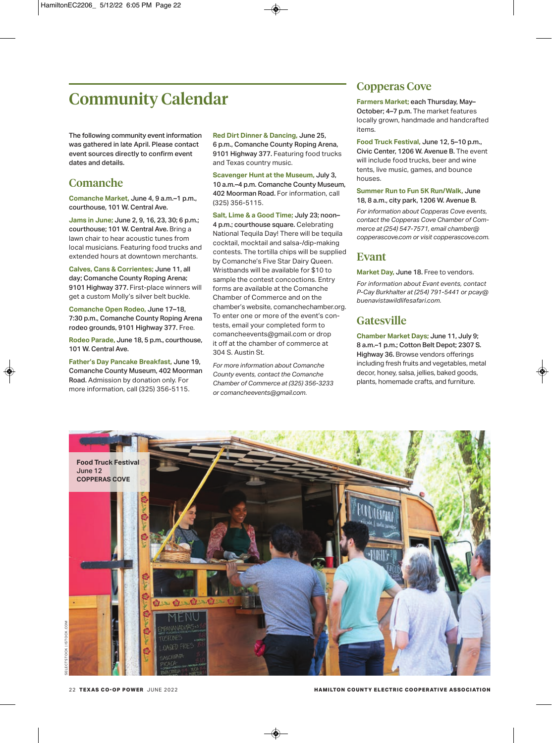# Community Calendar

The following community event information was gathered in late April. Please contact event sources directly to confirm event dates and details.

## Comanche

**Comanche Market,** June 4, 9 a.m.–1 p.m., courthouse, 101 W. Central Ave.

**Jams in June;** June 2, 9, 16, 23, 30; 6 p.m.; courthouse; 101 W. Central Ave. Bring a lawn chair to hear acoustic tunes from local musicians. Featuring food trucks and extended hours at downtown merchants.

**Calves, Cans & Corrientes;** June 11, all day; Comanche County Roping Arena; 9101 Highway 377. First-place winners will get a custom Molly's silver belt buckle.

**Comanche Open Rodeo,** June 17–18, 7:30 p.m., Comanche County Roping Arena rodeo grounds, 9101 Highway 377. Free.

**Rodeo Parade,** June 18, 5 p.m., courthouse, 101 W. Central Ave.

**Father's Day Pancake Breakfast,** June 19, Comanche County Museum, 402 Moorman Road. Admission by donation only. For more information, call (325) 356-5115.

**Red Dirt Dinner & Dancing,** June 25, 6 p.m., Comanche County Roping Arena, 9101 Highway 377. Featuring food trucks and Texas country music.

**Scavenger Hunt at the Museum,** July 3, 10 a.m.–4 p.m. Comanche County Museum, 402 Moorman Road. For information, call (325) 356-5115.

**Salt, Lime & a Good Time;** July 23; noon–4 p.m.; courthouse square. Celebrating National Tequila Day! There will be tequila cocktail, mocktail and salsa-/dip-making contests. The tortilla chips will be supplied by Comanche's Five Star Dairy Queen. Wristbands will be available for $10 to sample the contest concoctions. Entry forms are available at the Comanche Chamber of Commerce and on the chamber's website, comanchechamber.org. To enter one or more of the event's contests, email your completed form to comancheevents@gmail.com or drop it off at the chamber of commerce at 304 S. Austin St.

*For more information about Comanche County events, contact the Comanche Chamber of Commerce at (325) 356-3233 or comancheevents@gmail.com.*

## Copperas Cove

**Farmers Market;** each Thursday, May–October; 4–7 p.m. The market features locally grown, handmade and handcrafted items.

**Food Truck Festival,** June 12, 5–10 p.m., Civic Center, 1206 W. Avenue B. The event will include food trucks, beer and wine tents, live music, games, and bounce houses.

**Summer Run to Fun 5K Run/Walk,** June 18, 8 a.m., city park, 1206 W. Avenue B.

*For information about Copperas Cove events, contact the Copperas Cove Chamber of Commerce at (254) 547-7571, email chamber@copperascove.com or visit copperascove.com.*

## Evant

**Market Day,** June 18. Free to vendors.

*For information about Evant events, contact P-Cay Burkhalter at (254) 791-5441 or pcay@buenavistawildlifesafari.com.*

## Gatesville

**Chamber Market Days;** June 11, July 9; 8 a.m.–1 p.m.; Cotton Belt Depot; 2307 S. Highway 36. Browse vendors offerings including fresh fruits and vegetables, metal decor, honey, salsa, jellies, baked goods, plants, homemade crafts, and furniture.

**Food Truck Festival**
June 12
**COPPERAS COVE**

SELECTSTOCK | ISTOCK.COM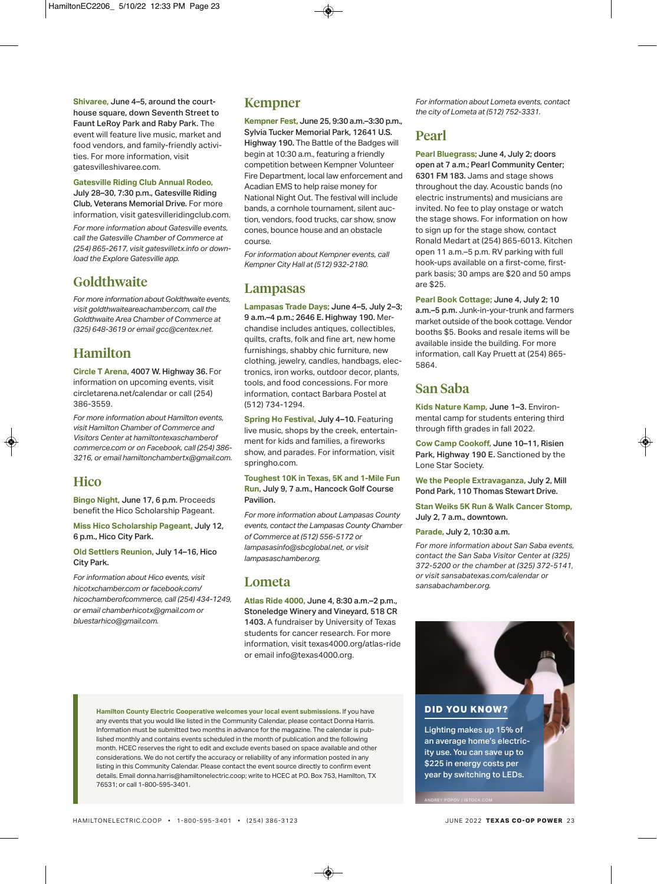**Shivaree,** June 4–5, around the courthouse square, down Seventh Street to Faunt LeRoy Park and Raby Park. The event will feature live music, market and food vendors, and family-friendly activities. For more information, visit gatesvilleshivaree.com.

**Gatesville Riding Club Annual Rodeo,** July 28–30, 7:30 p.m., Gatesville Riding Club, Veterans Memorial Drive. For more information, visit gatesvilleridingclub.com.

*For more information about Gatesville events, call the Gatesville Chamber of Commerce at (254) 865-2617, visit gatesvilletx.info or download the Explore Gatesville app.*

## Goldthwaite

*For more information about Goldthwaite events, visit goldthwaiteareachamber.com, call the Goldthwaite Area Chamber of Commerce at (325) 648-3619 or email gcc@centex.net.*

## Hamilton

**Circle T Arena,** 4007 W. Highway 36. For information on upcoming events, visit circletarena.net/calendar or call (254) 386-3559.

*For more information about Hamilton events, visit Hamilton Chamber of Commerce and Visitors Center at hamiltontexaschamberofcommerce.com or on Facebook, call (254) 386-3216, or email hamiltonchambertx@gmail.com.*

## Hico

**Bingo Night,** June 17, 6 p.m. Proceeds benefit the Hico Scholarship Pageant.

**Miss Hico Scholarship Pageant,** July 12, 6 p.m., Hico City Park.

**Old Settlers Reunion,** July 14–16, Hico City Park.

*For information about Hico events, visit hicotxchamber.com or facebook.com/hicochamberofcommerce, call (254) 434-1249, or email chamberhicotx@gmail.com or bluestarhico@gmail.com.*

## Kempner

**Kempner Fest,** June 25, 9:30 a.m.–3:30 p.m., Sylvia Tucker Memorial Park, 12641 U.S. Highway 190. The Battle of the Badges will begin at 10:30 a.m., featuring a friendly competition between Kempner Volunteer Fire Department, local law enforcement and Acadian EMS to help raise money for National Night Out. The festival will include bands, a cornhole tournament, silent auction, vendors, food trucks, car show, snow cones, bounce house and an obstacle course.

*For information about Kempner events, call Kempner City Hall at (512) 932-2180.*

## Lampasas

**Lampasas Trade Days;** June 4–5, July 2–3; 9 a.m.–4 p.m.; 2646 E. Highway 190. Merchandise includes antiques, collectibles, quilts, crafts, folk and fine art, new home furnishings, shabby chic furniture, new clothing, jewelry, candles, handbags, electronics, iron works, outdoor decor, plants, tools, and food concessions. For more information, contact Barbara Postel at (512) 734-1294.

**Spring Ho Festival,** July 4–10. Featuring live music, shops by the creek, entertainment for kids and families, a fireworks show, and parades. For information, visit springho.com.

**Toughest 10K in Texas, 5K and 1-Mile Fun Run,** July 9, 7 a.m., Hancock Golf Course Pavilion.

*For more information about Lampasas County events, contact the Lampasas County Chamber of Commerce at (512) 556-5172 or lampasasinfo@sbcglobal.net, or visit lampasaschamber.org.*

## Lometa

**Atlas Ride 4000,** June 4, 8:30 a.m.–2 p.m., Stoneledge Winery and Vineyard, 518 CR 1403. A fundraiser by University of Texas students for cancer research. For more information, visit texas4000.org/atlas-ride or email info@texas4000.org.

*For information about Lometa events, contact the city of Lometa at (512) 752-3331.*

## Pearl

**Pearl Bluegrass;** June 4, July 2; doors open at 7 a.m.; Pearl Community Center; 6301 FM 183. Jams and stage shows throughout the day. Acoustic bands (no electric instruments) and musicians are invited. No fee to play onstage or watch the stage shows. For information on how to sign up for the stage show, contact Ronald Medart at (254) 865-6013. Kitchen open 11 a.m.–5 p.m. RV parking with full hook-ups available on a first-come, first-park basis; 30 amps are $20 and 50 amps are $25.

**Pearl Book Cottage;** June 4, July 2; 10 a.m.–5 p.m. Junk-in-your-trunk and farmers market outside of the book cottage. Vendor booths $5. Books and resale items will be available inside the building. For more information, call Kay Pruett at (254) 865-5864.

## San Saba

**Kids Nature Kamp,** June 1–3. Environmental camp for students entering third through fifth grades in fall 2022.

**Cow Camp Cookoff,** June 10–11, Risien Park, Highway 190 E. Sanctioned by the Lone Star Society.

**We the People Extravaganza,** July 2, Mill Pond Park, 110 Thomas Stewart Drive.

**Stan Weiks 5K Run & Walk Cancer Stomp,** July 2, 7 a.m., downtown.

**Parade,** July 2, 10:30 a.m.

*For more information about San Saba events, contact the San Saba Visitor Center at (325) 372-5200 or the chamber at (325) 372-5141, or visit sansabatexas.com/calendar or sansabachamber.org.*

**Hamilton County Electric Cooperative welcomes your local event submissions.** If you have any events that you would like listed in the Community Calendar, please contact Donna Harris. Information must be submitted two months in advance for the magazine. The calendar is published monthly and contains events scheduled in the month of publication and the following month. HCEC reserves the right to edit and exclude events based on space available and other considerations. We do not certify the accuracy or reliability of any information posted in any listing in this Community Calendar. Please contact the event source directly to confirm event details. Email donna.harris@hamiltonelectric.coop; write to HCEC at P.O. Box 753, Hamilton, TX 76531; or call 1-800-595-3401.

**DID YOU KNOW?**

Lighting makes up 15% of an average home's electricity use. You can save up to $225 in energy costs per year by switching to LEDs.

ANDREY POPOV | ISTOCK.COM